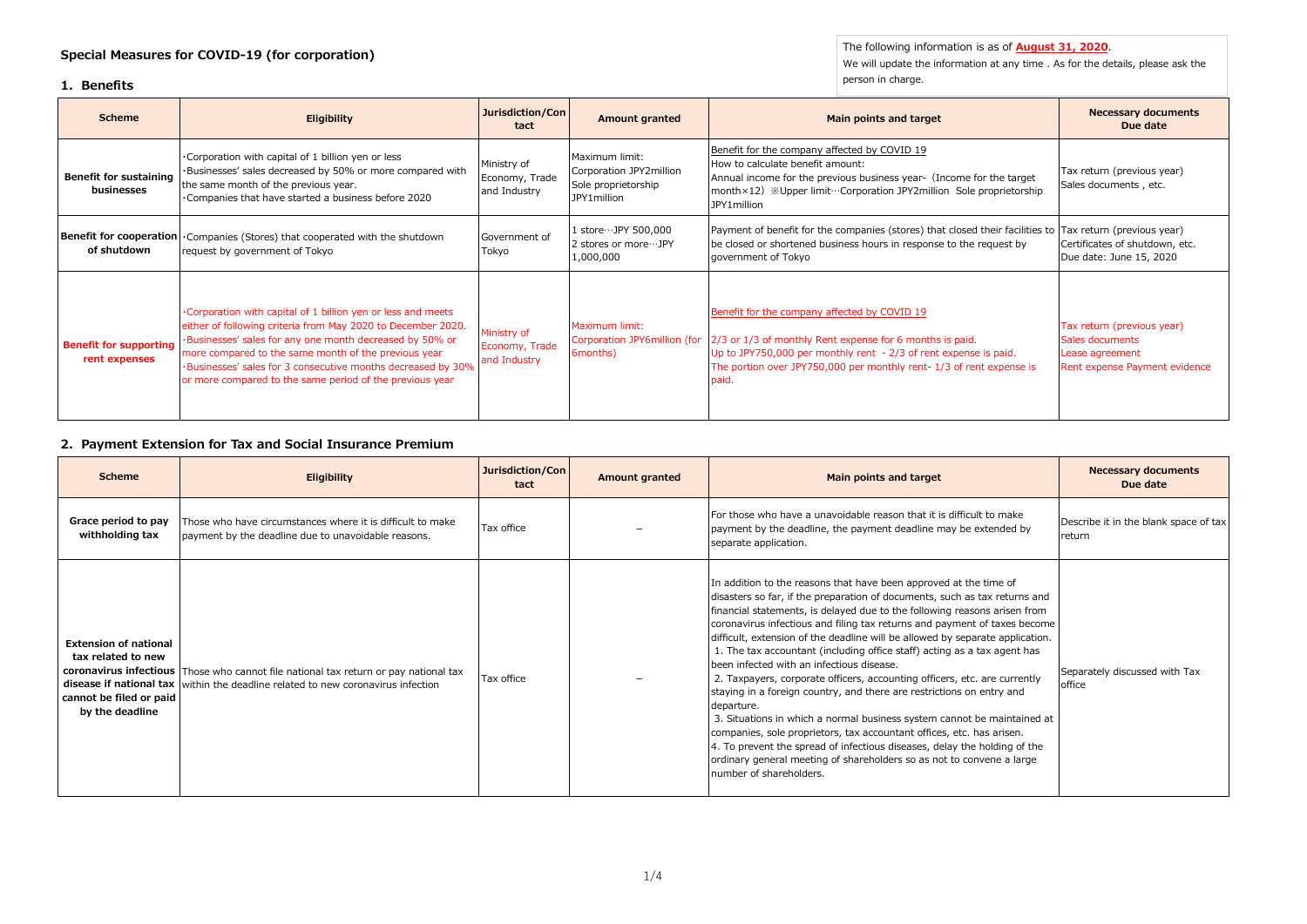## Special Measures for COVID-19 (for corporation)

The following information is as of **August 31, 2020**.
We will update the information at any time . As for the details, please ask the person in charge.

### 1. Benefits

| Scheme | Eligibility | Jurisdiction/Contact | Amount granted | Main points and target | Necessary documents Due date |
|---|---|---|---|---|---|
| **Benefit for sustaining businesses** | ･Corporation with capital of 1 billion yen or less<br>･Businesses' sales decreased by 50% or more compared with the same month of the previous year.<br>･Companies that have started a business before 2020 | Ministry of Economy, Trade and Industry | Maximum limit:<br>Corporation JPY2million<br>Sole proprietorship JPY1million | Benefit for the company affected by COVID 19<br>How to calculate benefit amount:<br>Annual income for the previous business year-（Income for the target month×12) ※Upper limit…Corporation JPY2million Sole proprietorship JPY1million | Tax return (previous year)<br>Sales documents , etc. |
| **Benefit for cooperation of shutdown** | ･Companies (Stores) that cooperated with the shutdown request by government of Tokyo | Government of Tokyo | 1 store…JPY 500,000<br>2 stores or more…JPY 1,000,000 | Payment of benefit for the companies (stores) that closed their facilities to be closed or shortened business hours in response to the request by government of Tokyo | Tax return (previous year)<br>Certificates of shutdown, etc.<br>Due date: June 15, 2020 |
| **Benefit for supporting rent expenses** | ･Corporation with capital of 1 billion yen or less and meets either of following criteria from May 2020 to December 2020.<br>･Businesses' sales for any one month decreased by 50% or more compared to the same month of the previous year<br>･Businesses' sales for 3 consecutive months decreased by 30% or more compared to the same period of the previous year | Ministry of Economy, Trade and Industry | Maximum limit:<br>Corporation JPY6million (for 6months) | Benefit for the company affected by COVID 19<br>2/3 or 1/3 of monthly Rent expense for 6 months is paid.<br>Up to JPY750,000 per monthly rent - 2/3 of rent expense is paid.<br>The portion over JPY750,000 per monthly rent- 1/3 of rent expense is paid. | Tax return (previous year)<br>Sales documents<br>Lease agreement<br>Rent expense Payment evidence |

### 2. Payment Extension for Tax and Social Insurance Premium

| Scheme | Eligibility | Jurisdiction/Contact | Amount granted | Main points and target | Necessary documents Due date |
|---|---|---|---|---|---|
| **Grace period to pay withholding tax** | Those who have circumstances where it is difficult to make payment by the deadline due to unavoidable reasons. | Tax office | － | For those who have a unavoidable reason that it is difficult to make payment by the deadline, the payment deadline may be extended by separate application. | Describe it in the blank space of tax return |
| **Extension of national tax related to new coronavirus infectious disease if national tax cannot be filed or paid by the deadline** | Those who cannot file national tax return or pay national tax within the deadline related to new coronavirus infection | Tax office | － | In addition to the reasons that have been approved at the time of disasters so far, if the preparation of documents, such as tax returns and financial statements, is delayed due to the following reasons arisen from coronavirus infectious and filing tax returns and payment of taxes become difficult, extension of the deadline will be allowed by separate application.<br>1. The tax accountant (including office staff) acting as a tax agent has been infected with an infectious disease.<br>2. Taxpayers, corporate officers, accounting officers, etc. are currently staying in a foreign country, and there are restrictions on entry and departure.<br>3. Situations in which a normal business system cannot be maintained at companies, sole proprietors, tax accountant offices, etc. has arisen.<br>4. To prevent the spread of infectious diseases, delay the holding of the ordinary general meeting of shareholders so as not to convene a large number of shareholders. | Separately discussed with Tax office |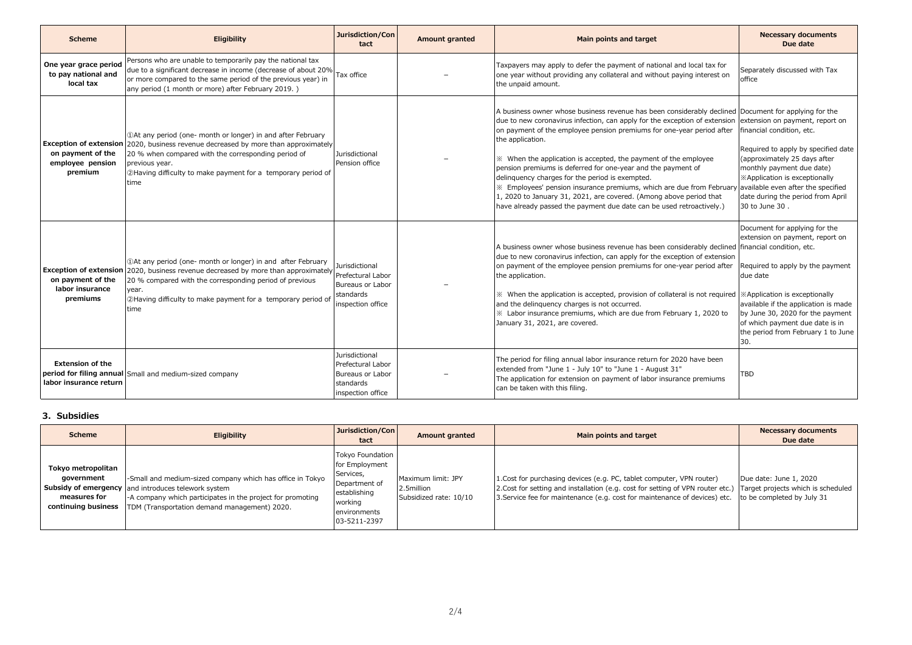| Scheme | Eligibility | Jurisdiction/Contact | Amount granted | Main points and target | Necessary documents Due date |
|---|---|---|---|---|---|
| **One year grace period to pay national and local tax** | Persons who are unable to temporarily pay the national tax due to a significant decrease in income (decrease of about 20% or more compared to the same period of the previous year) in any period (1 month or more) after February 2019. ) | Tax office | – | Taxpayers may apply to defer the payment of national and local tax for one year without providing any collateral and without paying interest on the unpaid amount. | Separately discussed with Tax office |
| **Exception of extension on payment of the employee pension premium** | ①At any period (one- month or longer) in and after February 2020, business revenue decreased by more than approximately 20 % when compared with the corresponding period of previous year.<br>②Having difficulty to make payment for a temporary period of time | Jurisdictional Pension office | – | A business owner whose business revenue has been considerably declined due to new coronavirus infection, can apply for the exception of extension on payment of the employee pension premiums for one-year period after the application.<br><br>※ When the application is accepted, the payment of the employee pension premiums is deferred for one-year and the payment of delinquency charges for the period is exempted.<br>※ Employees' pension insurance premiums, which are due from February 1, 2020 to January 31, 2021, are covered. (Among above period that have already passed the payment due date can be used retroactively.) | Document for applying for the extension on payment, report on financial condition, etc.<br><br>Required to apply by specified date (approximately 25 days after monthly payment due date)<br>※Application is exceptionally available even after the specified date during the period from April 30 to June 30 . |
| **Exception of extension on payment of the labor insurance premiums** | ①At any period (one- month or longer) in and after February 2020, business revenue decreased by more than approximately 20 % compared with the corresponding period of previous year.<br>②Having difficulty to make payment for a temporary period of time | Jurisdictional Prefectural Labor Bureaus or Labor standards inspection office | – | A business owner whose business revenue has been considerably declined due to new coronavirus infection, can apply for the exception of extension on payment of the employee pension premiums for one-year period after the application.<br><br>※ When the application is accepted, provision of collateral is not required and the delinquency charges is not occurred.<br>※ Labor insurance premiums, which are due from February 1, 2020 to January 31, 2021, are covered. | Document for applying for the extension on payment, report on financial condition, etc.<br><br>Required to apply by the payment due date<br><br>※Application is exceptionally available if the application is made by June 30, 2020 for the payment of which payment due date is in the period from February 1 to June 30. |
| **Extension of the period for filing annual labor insurance return** | Small and medium-sized company | Jurisdictional Prefectural Labor Bureaus or Labor standards inspection office | – | The period for filing annual labor insurance return for 2020 have been extended from "June 1 - July 10" to "June 1 - August 31"<br>The application for extension on payment of labor insurance premiums can be taken with this filing. | TBD |

## 3. Subsidies

| Scheme | Eligibility | Jurisdiction/Contact | Amount granted | Main points and target | Necessary documents Due date |
|---|---|---|---|---|---|
| **Tokyo metropolitan government Subsidy of emergency measures for continuing business** | -Small and medium-sized company which has office in Tokyo and introduces telework system<br>-A company which participates in the project for promoting TDM (Transportation demand management) 2020. | Tokyo Foundation for Employment Services, Department of establishing working environments 03-5211-2397 | Maximum limit: JPY 2.5million<br>Subsidized rate: 10/10 | 1.Cost for purchasing devices (e.g. PC, tablet computer, VPN router)<br>2.Cost for setting and installation (e.g. cost for setting of VPN router etc.)<br>3.Service fee for maintenance (e.g. cost for maintenance of devices) etc. | Due date: June 1, 2020<br>Target projects which is scheduled to be completed by July 31 |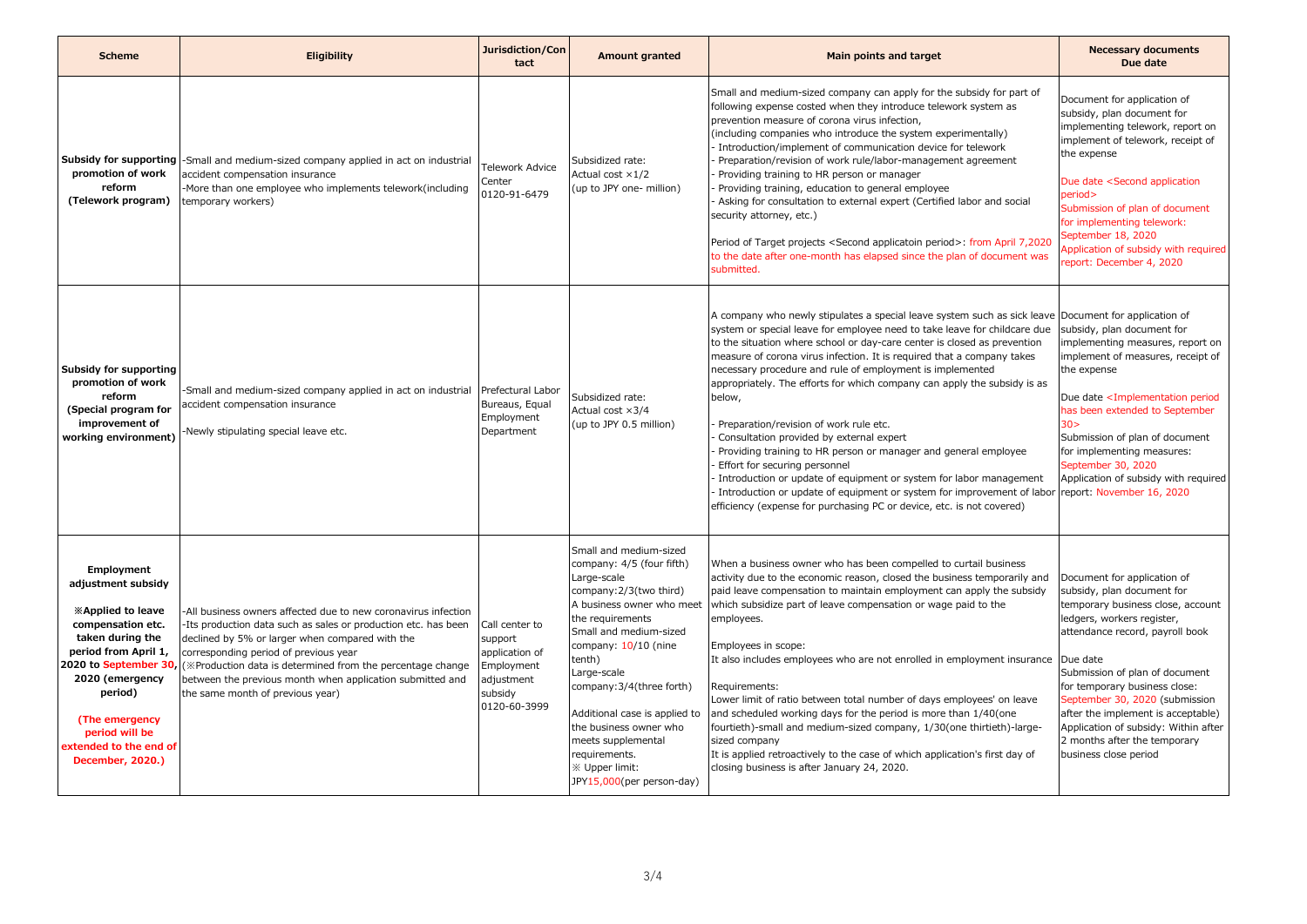| Scheme | Eligibility | Jurisdiction/Contact | Amount granted | Main points and target | Necessary documents Due date |
|---|---|---|---|---|---|
| **Subsidy for supporting promotion of work reform (Telework program)** | -Small and medium-sized company applied in act on industrial accident compensation insurance<br>-More than one employee who implements telework(including temporary workers) | Telework Advice Center<br>0120-91-6479 | Subsidized rate:<br>Actual cost ×1/2<br>(up to JPY one- million) | Small and medium-sized company can apply for the subsidy for part of following expense costed when they introduce telework system as prevention measure of corona virus infection,<br>(including companies who introduce the system experimentally)<br>- Introduction/implement of communication device for telework<br>- Preparation/revision of work rule/labor-management agreement<br>- Providing training to HR person or manager<br>- Providing training, education to general employee<br>- Asking for consultation to external expert (Certified labor and social security attorney, etc.)<br><br>Period of Target projects <Second applicatoin period>: from April 7,2020 to the date after one-month has elapsed since the plan of document was submitted. | Document for application of subsidy, plan document for implementing telework, report on implement of telework, receipt of the expense<br><br>Due date <Second application period><br>Submission of plan of document for implementing telework: September 18, 2020<br>Application of subsidy with required report: December 4, 2020 |
| **Subsidy for supporting promotion of work reform (Special program for improvement of working environment)** | -Small and medium-sized company applied in act on industrial accident compensation insurance<br><br>-Newly stipulating special leave etc. | Prefectural Labor Bureaus, Equal Employment Department | Subsidized rate:<br>Actual cost ×3/4<br>(up to JPY 0.5 million) | A company who newly stipulates a special leave system such as sick leave system or special leave for employee need to take leave for childcare due to the situation where school or day-care center is closed as prevention measure of corona virus infection. It is required that a company takes necessary procedure and rule of employment is implemented appropriately. The efforts for which company can apply the subsidy is as below,<br><br>- Preparation/revision of work rule etc.<br>- Consultation provided by external expert<br>- Providing training to HR person or manager and general employee<br>- Effort for securing personnel<br>- Introduction or update of equipment or system for labor management<br>- Introduction or update of equipment or system for improvement of labor efficiency (expense for purchasing PC or device, etc. is not covered) | Document for application of subsidy, plan document for implementing measures, report on implement of measures, receipt of the expense<br><br>Due date <Implementation period has been extended to September 30><br>Submission of plan of document for implementing measures: September 30, 2020<br>Application of subsidy with required report: November 16, 2020 |
| **Employment adjustment subsidy**<br><br>**※Applied to leave compensation etc. taken during the period from April 1, 2020 to September 30, 2020 (emergency period)**<br><br>**(The emergency period will be extended to the end of December, 2020.)** | -All business owners affected due to new coronavirus infection<br>-Its production data such as sales or production etc. has been declined by 5% or larger when compared with the corresponding period of previous year<br>(※Production data is determined from the percentage change between the previous month when application submitted and the same month of previous year) | Call center to support application of Employment adjustment subsidy<br>0120-60-3999 | Small and medium-sized company: 4/5 (four fifth)<br>Large-scale company:2/3(two third)<br>A business owner who meet the requirements<br>Small and medium-sized company: 10/10 (nine tenth)<br>Large-scale company:3/4(three forth)<br><br>Additional case is applied to the business owner who meets supplemental requirements.<br>※ Upper limit: JPY15,000(per person-day) | When a business owner who has been compelled to curtail business activity due to the economic reason, closed the business temporarily and paid leave compensation to maintain employment can apply the subsidy which subsidize part of leave compensation or wage paid to the employees.<br><br>Employees in scope:<br>It also includes employees who are not enrolled in employment insurance<br><br>Requirements:<br>Lower limit of ratio between total number of days employees' on leave and scheduled working days for the period is more than 1/40(one fourtieth)-small and medium-sized company, 1/30(one thirtieth)-large-sized company<br>It is applied retroactively to the case of which application's first day of closing business is after January 24, 2020. | Document for application of subsidy, plan document for temporary business close, account ledgers, workers register, attendance record, payroll book<br><br>Due date<br>Submission of plan of document for temporary business close: September 30, 2020 (submission after the implement is acceptable)<br>Application of subsidy: Within after 2 months after the temporary business close period |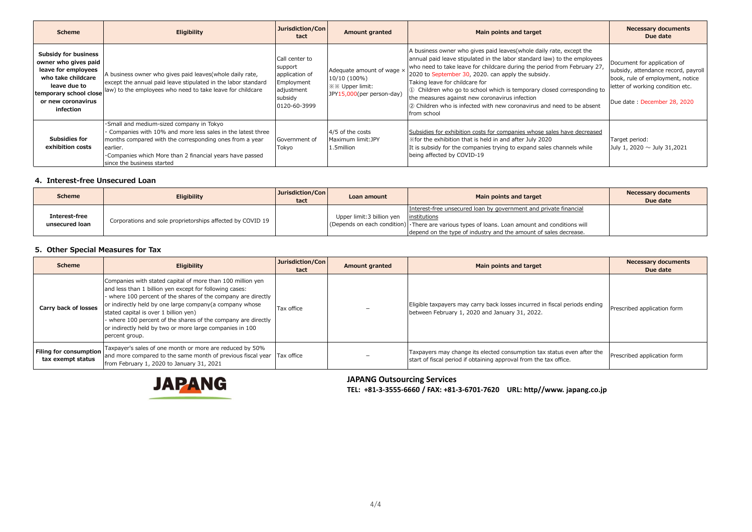| Scheme | Eligibility | Jurisdiction/Contact | Amount granted | Main points and target | Necessary documents Due date |
|---|---|---|---|---|---|
| **Subsidy for business owner who gives paid leave for employees who take childcare leave due to temporary school close or new coronavirus infection** | A business owner who gives paid leaves(whole daily rate, except the annual paid leave stipulated in the labor standard law) to the employees who need to take leave for childcare | Call center to support application of Employment adjustment subsidy 0120-60-3999 | Adequate amount of wage × 10/10 (100%) ※※ Upper limit: JPY15,000(per person-day) | A business owner who gives paid leaves(whole daily rate, except the annual paid leave stipulated in the labor standard law) to the employees who need to take leave for childcare during the period from February 27, 2020 to September 30, 2020. can apply the subsidy. Taking leave for childcare for ① Children who go to school which is temporary closed corresponding to the measures against new coronavirus infection ② Children who is infected with new coronavirus and need to be absent from school | Document for application of subsidy, attendance record, payroll book, rule of employment, notice letter of working condition etc. Due date：December 28, 2020 |
| **Subsidies for exhibition costs** | ·Small and medium-sized company in Tokyo · Companies with 10% and more less sales in the latest three months compared with the corresponding ones from a year earlier. ·Companies which More than 2 financial years have passed since the business started | Government of Tokyo | 4/5 of the costs Maximum limit:JPY 1.5million | Subsidies for exhibition costs for companies whose sales have decreased ※for the exhibition that is held in and after July 2020 It is subsidy for the companies trying to expand sales channels while being affected by COVID-19 | Target period: July 1, 2020 ～ July 31,2021 |

## 4. Interest-free Unsecured Loan

| Scheme | Eligibility | Jurisdiction/Contact | Loan amount | Main points and target | Necessary documents Due date |
|---|---|---|---|---|---|
| **Interest-free unsecured loan** | Corporations and sole proprietorships affected by COVID 19 | | Upper limit:3 billion yen (Depends on each condition) | Interest-free unsecured loan by government and private financial institutions ·There are various types of loans. Loan amount and conditions will depend on the type of industry and the amount of sales decrease. | |

## 5. Other Special Measures for Tax

| Scheme | Eligibility | Jurisdiction/Contact | Amount granted | Main points and target | Necessary documents Due date |
|---|---|---|---|---|---|
| **Carry back of losses** | Companies with stated capital of more than 100 million yen and less than 1 billion yen except for following cases: - where 100 percent of the shares of the company are directly or indirectly held by one large company(a company whose stated capital is over 1 billion yen) - where 100 percent of the shares of the company are directly or indirectly held by two or more large companies in 100 percent group. | Tax office | – | Eligible taxpayers may carry back losses incurred in fiscal periods ending between February 1, 2020 and January 31, 2022. | Prescribed application form |
| **Filing for consumption tax exempt status** | Taxpayer's sales of one month or more are reduced by 50% and more compared to the same month of previous fiscal year from February 1, 2020 to January 31, 2021 | Tax office | – | Taxpayers may change its elected consumption tax status even after the start of fiscal period if obtaining approval from the tax office. | Prescribed application form |

JAPANG

**JAPANG Outsourcing Services**
**TEL: +81-3-3555-6660 / FAX: +81-3-6701-7620 URL: http//www. japang.co.jp**